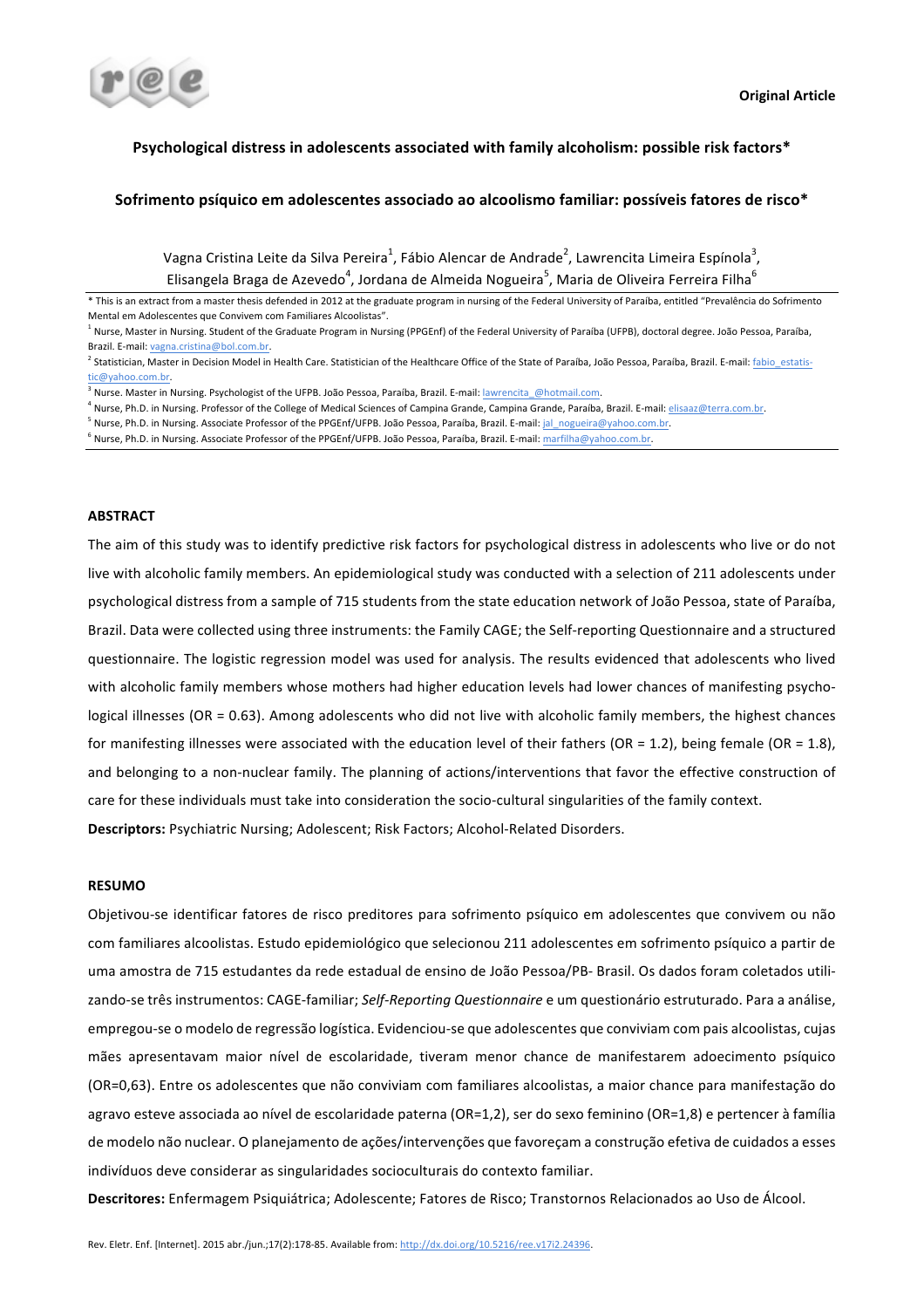**Original Article**

# Psychological distress in adolescents associated with family alcoholism: possible risk factors*

## Sofrimento psíquico em adolescentes associado ao alcoolismo familiar: possíveis fatores de risco*

Vagna Cristina Leite da Silva Pereira[1], Fábio Alencar de Andrade[2], Lawrencita Limeira Espínola[3], Elisangela Braga de Azevedo[4], Jordana de Almeida Nogueira[5], Maria de Oliveira Ferreira Filha[6]

\* This is an extract from a master thesis defended in 2012 at the graduate program in nursing of the Federal University of Paraíba, entitled "Prevalência do Sofrimento Mental em Adolescentes que Convivem com Familiares Alcoolistas".

[1] Nurse, Master in Nursing. Student of the Graduate Program in Nursing (PPGEnf) of the Federal University of Paraíba (UFPB), doctoral degree. João Pessoa, Paraíba, Brazil. E-mail: vagna.cristina@bol.com.br.

[2] Statistician, Master in Decision Model in Health Care. Statistician of the Healthcare Office of the State of Paraíba, João Pessoa, Paraíba, Brazil. E-mail: fabio_estatistic@yahoo.com.br.

[3] Nurse. Master in Nursing. Psychologist of the UFPB. João Pessoa, Paraíba, Brazil. E-mail: lawrencita_@hotmail.com.

[4] Nurse, Ph.D. in Nursing. Professor of the College of Medical Sciences of Campina Grande, Campina Grande, Paraíba, Brazil. E-mail: elisaaz@terra.com.br.

[5] Nurse, Ph.D. in Nursing. Associate Professor of the PPGEnf/UFPB. João Pessoa, Paraíba, Brazil. E-mail: jal_nogueira@yahoo.com.br.

[6] Nurse, Ph.D. in Nursing. Associate Professor of the PPGEnf/UFPB. João Pessoa, Paraíba, Brazil. E-mail: marfilha@yahoo.com.br.

### ABSTRACT

The aim of this study was to identify predictive risk factors for psychological distress in adolescents who live or do not live with alcoholic family members. An epidemiological study was conducted with a selection of 211 adolescents under psychological distress from a sample of 715 students from the state education network of João Pessoa, state of Paraíba, Brazil. Data were collected using three instruments: the Family CAGE; the Self-reporting Questionnaire and a structured questionnaire. The logistic regression model was used for analysis. The results evidenced that adolescents who lived with alcoholic family members whose mothers had higher education levels had lower chances of manifesting psychological illnesses (OR = 0.63). Among adolescents who did not live with alcoholic family members, the highest chances for manifesting illnesses were associated with the education level of their fathers (OR = 1.2), being female (OR = 1.8), and belonging to a non-nuclear family. The planning of actions/interventions that favor the effective construction of care for these individuals must take into consideration the socio-cultural singularities of the family context.

**Descriptors:** Psychiatric Nursing; Adolescent; Risk Factors; Alcohol-Related Disorders.

### RESUMO

Objetivou-se identificar fatores de risco preditores para sofrimento psíquico em adolescentes que convivem ou não com familiares alcoolistas. Estudo epidemiológico que selecionou 211 adolescentes em sofrimento psíquico a partir de uma amostra de 715 estudantes da rede estadual de ensino de João Pessoa/PB- Brasil. Os dados foram coletados utilizando-se três instrumentos: CAGE-familiar; *Self-Reporting Questionnaire* e um questionário estruturado. Para a análise, empregou-se o modelo de regressão logística. Evidenciou-se que adolescentes que conviviam com pais alcoolistas, cujas mães apresentavam maior nível de escolaridade, tiveram menor chance de manifestarem adoecimento psíquico (OR=0,63). Entre os adolescentes que não conviviam com familiares alcoolistas, a maior chance para manifestação do agravo esteve associada ao nível de escolaridade paterna (OR=1,2), ser do sexo feminino (OR=1,8) e pertencer à família de modelo não nuclear. O planejamento de ações/intervenções que favoreçam a construção efetiva de cuidados a esses indivíduos deve considerar as singularidades socioculturais do contexto familiar.

**Descritores:** Enfermagem Psiquiátrica; Adolescente; Fatores de Risco; Transtornos Relacionados ao Uso de Álcool.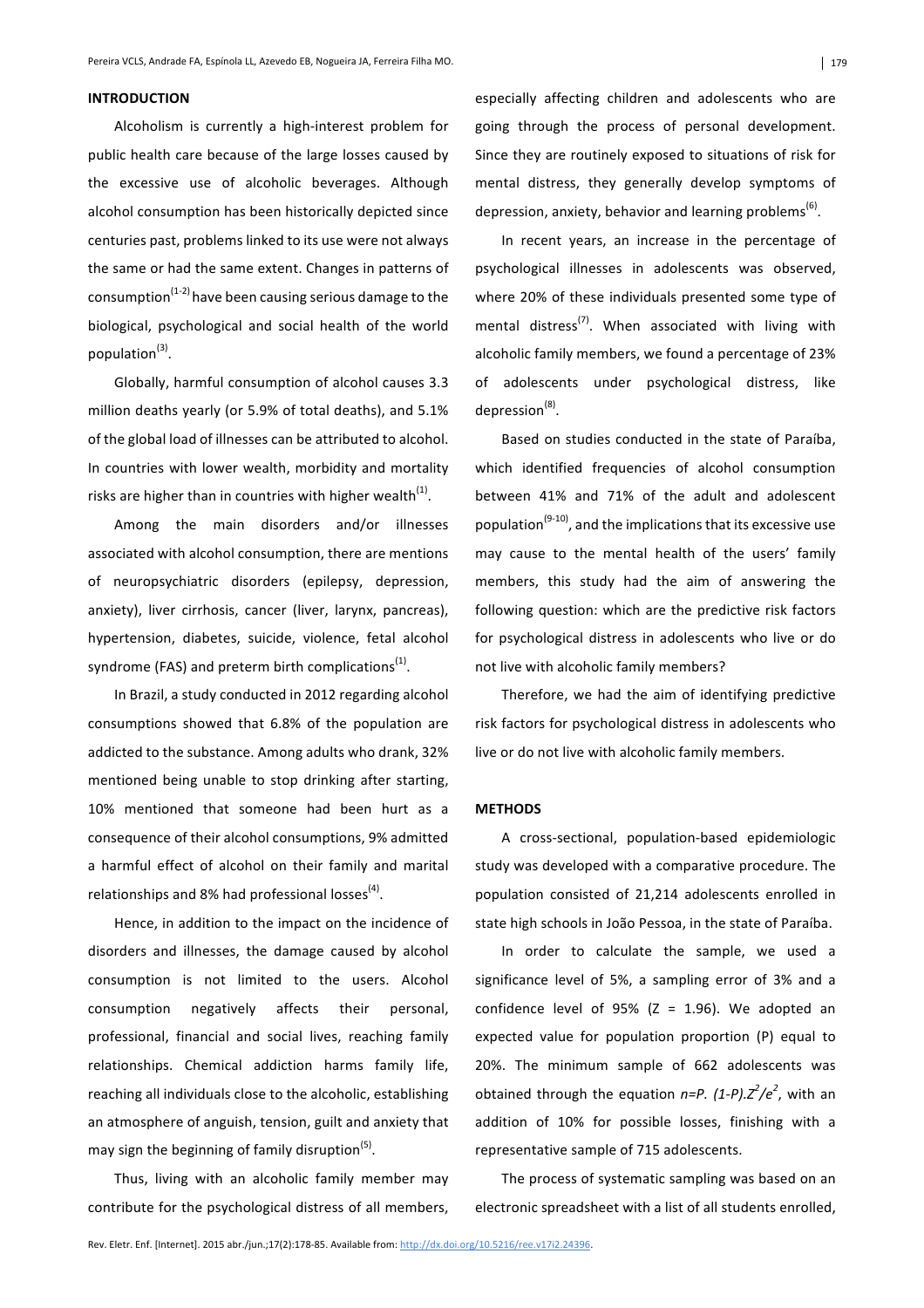## INTRODUCTION

Alcoholism is currently a high-interest problem for public health care because of the large losses caused by the excessive use of alcoholic beverages. Although alcohol consumption has been historically depicted since centuries past, problems linked to its use were not always the same or had the same extent. Changes in patterns of consumption[1-2] have been causing serious damage to the biological, psychological and social health of the world population[3].

Globally, harmful consumption of alcohol causes 3.3 million deaths yearly (or 5.9% of total deaths), and 5.1% of the global load of illnesses can be attributed to alcohol. In countries with lower wealth, morbidity and mortality risks are higher than in countries with higher wealth[1].

Among the main disorders and/or illnesses associated with alcohol consumption, there are mentions of neuropsychiatric disorders (epilepsy, depression, anxiety), liver cirrhosis, cancer (liver, larynx, pancreas), hypertension, diabetes, suicide, violence, fetal alcohol syndrome (FAS) and preterm birth complications[1].

In Brazil, a study conducted in 2012 regarding alcohol consumptions showed that 6.8% of the population are addicted to the substance. Among adults who drank, 32% mentioned being unable to stop drinking after starting, 10% mentioned that someone had been hurt as a consequence of their alcohol consumptions, 9% admitted a harmful effect of alcohol on their family and marital relationships and 8% had professional losses[4].

Hence, in addition to the impact on the incidence of disorders and illnesses, the damage caused by alcohol consumption is not limited to the users. Alcohol consumption negatively affects their personal, professional, financial and social lives, reaching family relationships. Chemical addiction harms family life, reaching all individuals close to the alcoholic, establishing an atmosphere of anguish, tension, guilt and anxiety that may sign the beginning of family disruption[5].

Thus, living with an alcoholic family member may contribute for the psychological distress of all members, especially affecting children and adolescents who are going through the process of personal development. Since they are routinely exposed to situations of risk for mental distress, they generally develop symptoms of depression, anxiety, behavior and learning problems[6].

In recent years, an increase in the percentage of psychological illnesses in adolescents was observed, where 20% of these individuals presented some type of mental distress[7]. When associated with living with alcoholic family members, we found a percentage of 23% of adolescents under psychological distress, like depression[8].

Based on studies conducted in the state of Paraíba, which identified frequencies of alcohol consumption between 41% and 71% of the adult and adolescent population[9-10], and the implications that its excessive use may cause to the mental health of the users' family members, this study had the aim of answering the following question: which are the predictive risk factors for psychological distress in adolescents who live or do not live with alcoholic family members?

Therefore, we had the aim of identifying predictive risk factors for psychological distress in adolescents who live or do not live with alcoholic family members.

## METHODS

A cross-sectional, population-based epidemiologic study was developed with a comparative procedure. The population consisted of 21,214 adolescents enrolled in state high schools in João Pessoa, in the state of Paraíba.

In order to calculate the sample, we used a significance level of 5%, a sampling error of 3% and a confidence level of 95% (Z = 1.96). We adopted an expected value for population proportion (P) equal to 20%. The minimum sample of 662 adolescents was obtained through the equation $n=P.\ (1-P).Z^2/e^2$, with an addition of 10% for possible losses, finishing with a representative sample of 715 adolescents.

The process of systematic sampling was based on an electronic spreadsheet with a list of all students enrolled,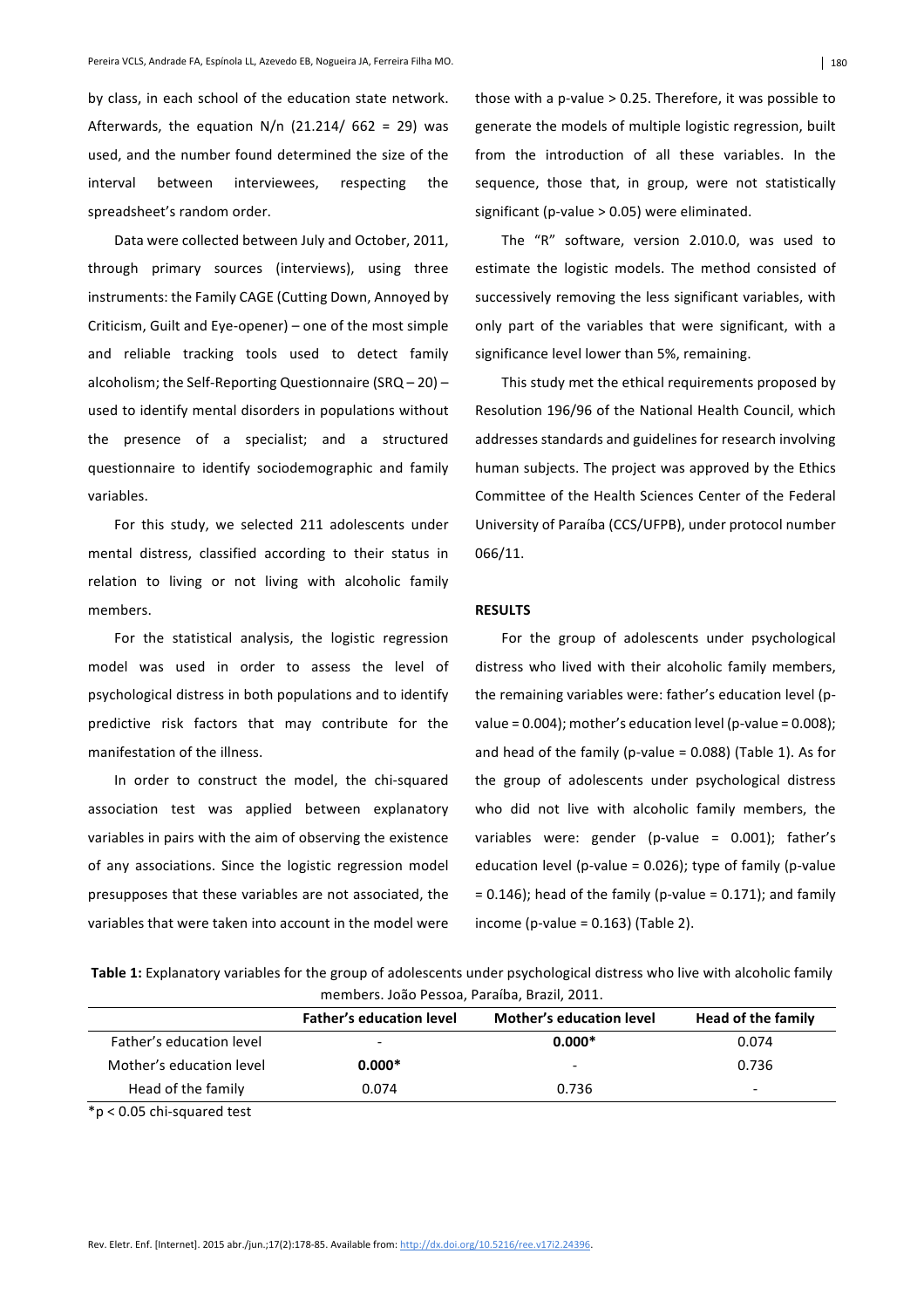by class, in each school of the education state network. Afterwards, the equation N/n (21.214/ 662 = 29) was used, and the number found determined the size of the interval between interviewees, respecting the spreadsheet's random order.

Data were collected between July and October, 2011, through primary sources (interviews), using three instruments: the Family CAGE (Cutting Down, Annoyed by Criticism, Guilt and Eye-opener) – one of the most simple and reliable tracking tools used to detect family alcoholism; the Self-Reporting Questionnaire (SRQ – 20) – used to identify mental disorders in populations without the presence of a specialist; and a structured questionnaire to identify sociodemographic and family variables.

For this study, we selected 211 adolescents under mental distress, classified according to their status in relation to living or not living with alcoholic family members.

For the statistical analysis, the logistic regression model was used in order to assess the level of psychological distress in both populations and to identify predictive risk factors that may contribute for the manifestation of the illness.

In order to construct the model, the chi-squared association test was applied between explanatory variables in pairs with the aim of observing the existence of any associations. Since the logistic regression model presupposes that these variables are not associated, the variables that were taken into account in the model were those with a p-value > 0.25. Therefore, it was possible to generate the models of multiple logistic regression, built from the introduction of all these variables. In the sequence, those that, in group, were not statistically significant (p-value > 0.05) were eliminated.

The "R" software, version 2.010.0, was used to estimate the logistic models. The method consisted of successively removing the less significant variables, with only part of the variables that were significant, with a significance level lower than 5%, remaining.

This study met the ethical requirements proposed by Resolution 196/96 of the National Health Council, which addresses standards and guidelines for research involving human subjects. The project was approved by the Ethics Committee of the Health Sciences Center of the Federal University of Paraíba (CCS/UFPB), under protocol number 066/11.

## RESULTS

For the group of adolescents under psychological distress who lived with their alcoholic family members, the remaining variables were: father's education level (p-value = 0.004); mother's education level (p-value = 0.008); and head of the family (p-value = 0.088) (Table 1). As for the group of adolescents under psychological distress who did not live with alcoholic family members, the variables were: gender (p-value = 0.001); father's education level (p-value = 0.026); type of family (p-value = 0.146); head of the family (p-value = 0.171); and family income (p-value = 0.163) (Table 2).

**Table 1:** Explanatory variables for the group of adolescents under psychological distress who live with alcoholic family members. João Pessoa, Paraíba, Brazil, 2011.

| | Father's education level | Mother's education level | Head of the family |
|---|---|---|---|
| Father's education level | - | **0.000*** | 0.074 |
| Mother's education level | **0.000*** | - | 0.736 |
| Head of the family | 0.074 | 0.736 | - |

*p < 0.05 chi-squared test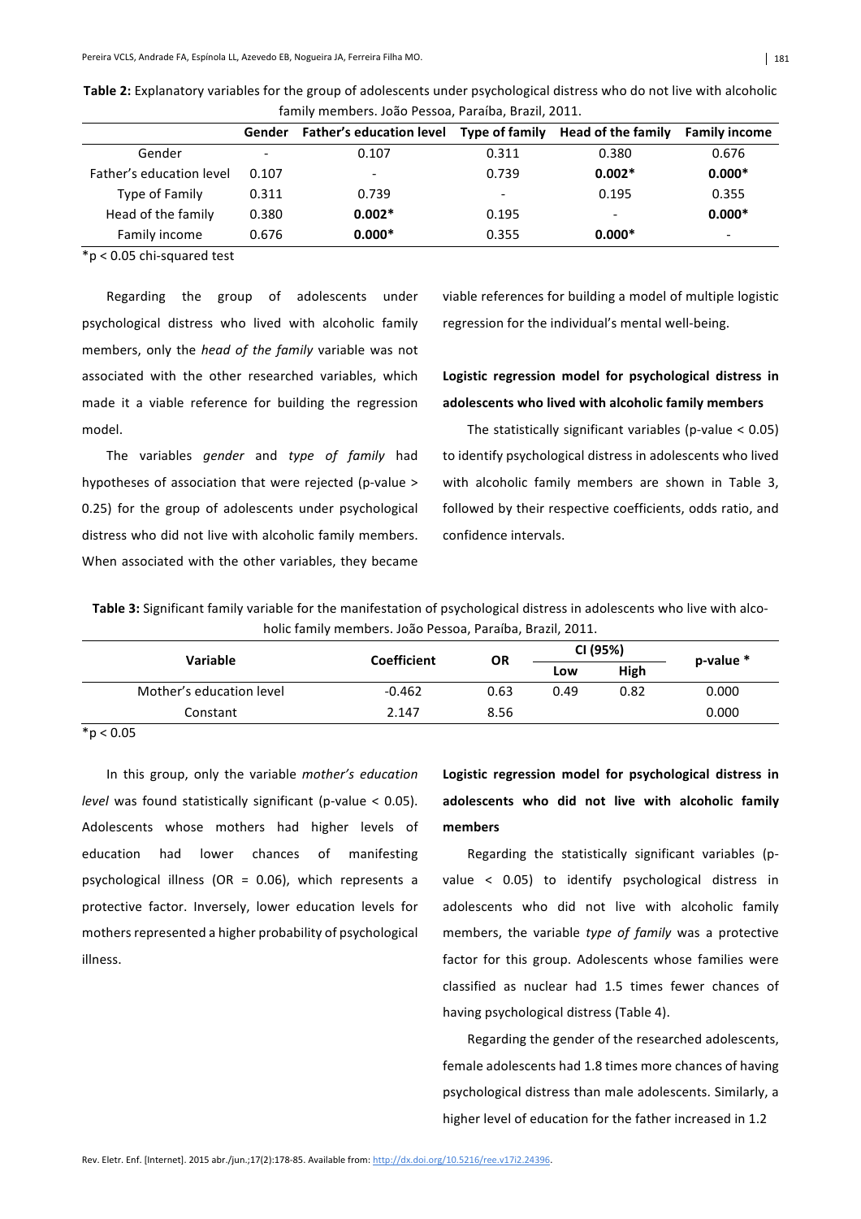**Table 2:** Explanatory variables for the group of adolescents under psychological distress who do not live with alcoholic family members. João Pessoa, Paraíba, Brazil, 2011.

| | Gender | Father's education level | Type of family | Head of the family | Family income |
|---|---|---|---|---|---|
| Gender | - | 0.107 | 0.311 | 0.380 | 0.676 |
| Father's education level | 0.107 | - | 0.739 | **0.002*** | **0.000*** |
| Type of Family | 0.311 | 0.739 | - | 0.195 | 0.355 |
| Head of the family | 0.380 | **0.002*** | 0.195 | - | **0.000*** |
| Family income | 0.676 | **0.000*** | 0.355 | **0.000*** | - |

*p < 0.05 chi-squared test

Regarding the group of adolescents under psychological distress who lived with alcoholic family members, only the *head of the family* variable was not associated with the other researched variables, which made it a viable reference for building the regression model.

The variables *gender* and *type of family* had hypotheses of association that were rejected (p-value > 0.25) for the group of adolescents under psychological distress who did not live with alcoholic family members. When associated with the other variables, they became viable references for building a model of multiple logistic regression for the individual's mental well-being.

### Logistic regression model for psychological distress in adolescents who lived with alcoholic family members

The statistically significant variables (p-value < 0.05) to identify psychological distress in adolescents who lived with alcoholic family members are shown in Table 3, followed by their respective coefficients, odds ratio, and confidence intervals.

**Table 3:** Significant family variable for the manifestation of psychological distress in adolescents who live with alcoholic family members. João Pessoa, Paraíba, Brazil, 2011.

| Variable | Coefficient | OR | CI (95%) | | p-value * |
|---|---|---|---|---|---|
| | | | Low | High | |
| Mother's education level | -0.462 | 0.63 | 0.49 | 0.82 | 0.000 |
| Constant | 2.147 | 8.56 | | | 0.000 |

*p < 0.05

In this group, only the variable *mother's education level* was found statistically significant (p-value < 0.05). Adolescents whose mothers had higher levels of education had lower chances of manifesting psychological illness (OR = 0.06), which represents a protective factor. Inversely, lower education levels for mothers represented a higher probability of psychological illness.

### Logistic regression model for psychological distress in adolescents who did not live with alcoholic family members

Regarding the statistically significant variables (p-value < 0.05) to identify psychological distress in adolescents who did not live with alcoholic family members, the variable *type of family* was a protective factor for this group. Adolescents whose families were classified as nuclear had 1.5 times fewer chances of having psychological distress (Table 4).

Regarding the gender of the researched adolescents, female adolescents had 1.8 times more chances of having psychological distress than male adolescents. Similarly, a higher level of education for the father increased in 1.2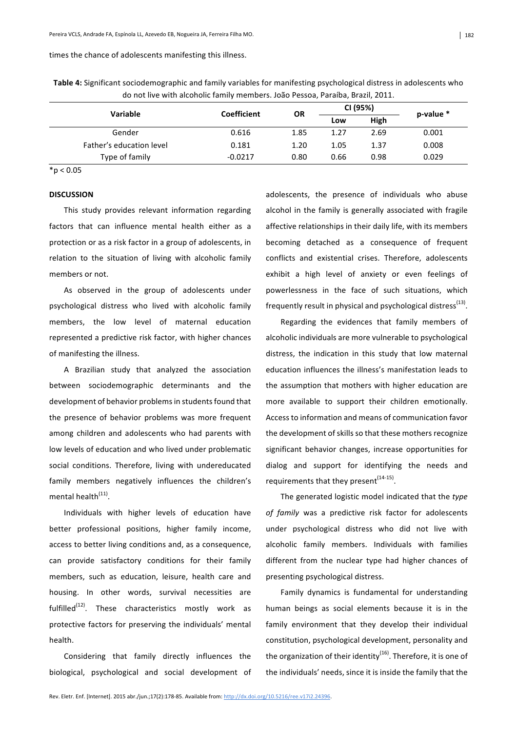times the chance of adolescents manifesting this illness.

**Table 4:** Significant sociodemographic and family variables for manifesting psychological distress in adolescents who do not live with alcoholic family members. João Pessoa, Paraíba, Brazil, 2011.

| Variable | Coefficient | OR | CI (95%) | | p-value * |
|---|---|---|---|---|---|
| | | | Low | High | |
| Gender | 0.616 | 1.85 | 1.27 | 2.69 | 0.001 |
| Father's education level | 0.181 | 1.20 | 1.05 | 1.37 | 0.008 |
| Type of family | -0.0217 | 0.80 | 0.66 | 0.98 | 0.029 |

*p < 0.05

## DISCUSSION

This study provides relevant information regarding factors that can influence mental health either as a protection or as a risk factor in a group of adolescents, in relation to the situation of living with alcoholic family members or not.

As observed in the group of adolescents under psychological distress who lived with alcoholic family members, the low level of maternal education represented a predictive risk factor, with higher chances of manifesting the illness.

A Brazilian study that analyzed the association between sociodemographic determinants and the development of behavior problems in students found that the presence of behavior problems was more frequent among children and adolescents who had parents with low levels of education and who lived under problematic social conditions. Therefore, living with undereducated family members negatively influences the children's mental health[11].

Individuals with higher levels of education have better professional positions, higher family income, access to better living conditions and, as a consequence, can provide satisfactory conditions for their family members, such as education, leisure, health care and housing. In other words, survival necessities are fulfilled[12]. These characteristics mostly work as protective factors for preserving the individuals' mental health.

Considering that family directly influences the biological, psychological and social development of adolescents, the presence of individuals who abuse alcohol in the family is generally associated with fragile affective relationships in their daily life, with its members becoming detached as a consequence of frequent conflicts and existential crises. Therefore, adolescents exhibit a high level of anxiety or even feelings of powerlessness in the face of such situations, which frequently result in physical and psychological distress[13].

Regarding the evidences that family members of alcoholic individuals are more vulnerable to psychological distress, the indication in this study that low maternal education influences the illness's manifestation leads to the assumption that mothers with higher education are more available to support their children emotionally. Access to information and means of communication favor the development of skills so that these mothers recognize significant behavior changes, increase opportunities for dialog and support for identifying the needs and requirements that they present[14-15].

The generated logistic model indicated that the *type of family* was a predictive risk factor for adolescents under psychological distress who did not live with alcoholic family members. Individuals with families different from the nuclear type had higher chances of presenting psychological distress.

Family dynamics is fundamental for understanding human beings as social elements because it is in the family environment that they develop their individual constitution, psychological development, personality and the organization of their identity[16]. Therefore, it is one of the individuals' needs, since it is inside the family that the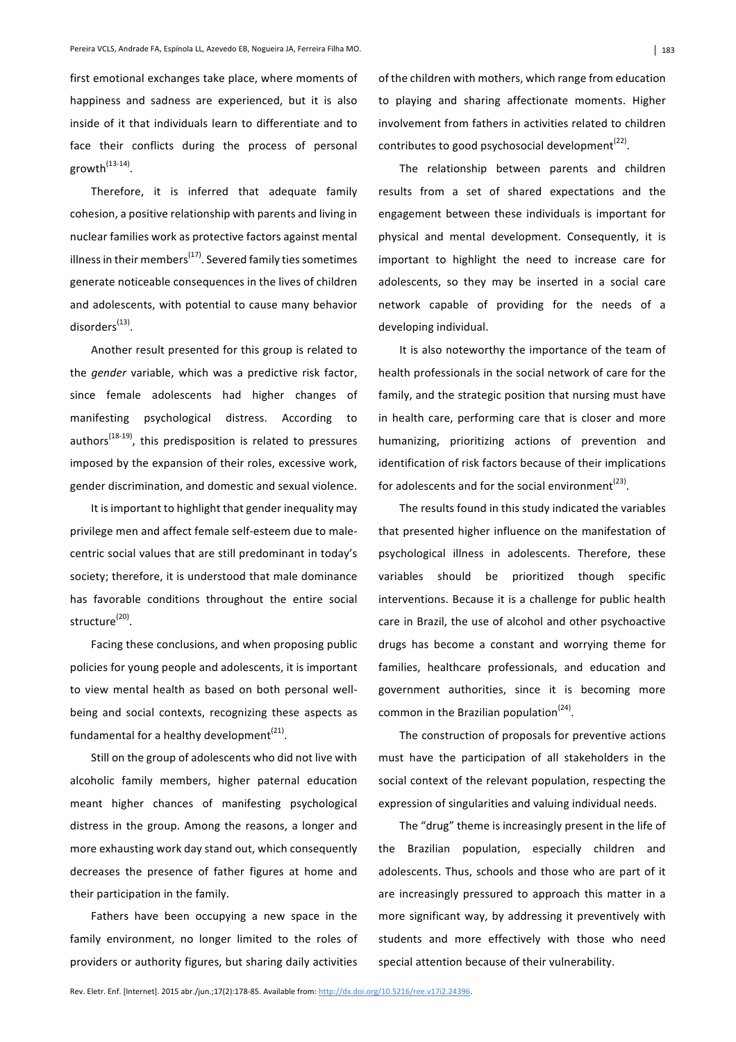first emotional exchanges take place, where moments of happiness and sadness are experienced, but it is also inside of it that individuals learn to differentiate and to face their conflicts during the process of personal growth[13-14].

Therefore, it is inferred that adequate family cohesion, a positive relationship with parents and living in nuclear families work as protective factors against mental illness in their members[17]. Severed family ties sometimes generate noticeable consequences in the lives of children and adolescents, with potential to cause many behavior disorders[13].

Another result presented for this group is related to the *gender* variable, which was a predictive risk factor, since female adolescents had higher changes of manifesting psychological distress. According to authors[18-19], this predisposition is related to pressures imposed by the expansion of their roles, excessive work, gender discrimination, and domestic and sexual violence.

It is important to highlight that gender inequality may privilege men and affect female self-esteem due to male-centric social values that are still predominant in today's society; therefore, it is understood that male dominance has favorable conditions throughout the entire social structure[20].

Facing these conclusions, and when proposing public policies for young people and adolescents, it is important to view mental health as based on both personal well-being and social contexts, recognizing these aspects as fundamental for a healthy development[21].

Still on the group of adolescents who did not live with alcoholic family members, higher paternal education meant higher chances of manifesting psychological distress in the group. Among the reasons, a longer and more exhausting work day stand out, which consequently decreases the presence of father figures at home and their participation in the family.

Fathers have been occupying a new space in the family environment, no longer limited to the roles of providers or authority figures, but sharing daily activities of the children with mothers, which range from education to playing and sharing affectionate moments. Higher involvement from fathers in activities related to children contributes to good psychosocial development[22].

The relationship between parents and children results from a set of shared expectations and the engagement between these individuals is important for physical and mental development. Consequently, it is important to highlight the need to increase care for adolescents, so they may be inserted in a social care network capable of providing for the needs of a developing individual.

It is also noteworthy the importance of the team of health professionals in the social network of care for the family, and the strategic position that nursing must have in health care, performing care that is closer and more humanizing, prioritizing actions of prevention and identification of risk factors because of their implications for adolescents and for the social environment[23].

The results found in this study indicated the variables that presented higher influence on the manifestation of psychological illness in adolescents. Therefore, these variables should be prioritized though specific interventions. Because it is a challenge for public health care in Brazil, the use of alcohol and other psychoactive drugs has become a constant and worrying theme for families, healthcare professionals, and education and government authorities, since it is becoming more common in the Brazilian population[24].

The construction of proposals for preventive actions must have the participation of all stakeholders in the social context of the relevant population, respecting the expression of singularities and valuing individual needs.

The "drug" theme is increasingly present in the life of the Brazilian population, especially children and adolescents. Thus, schools and those who are part of it are increasingly pressured to approach this matter in a more significant way, by addressing it preventively with students and more effectively with those who need special attention because of their vulnerability.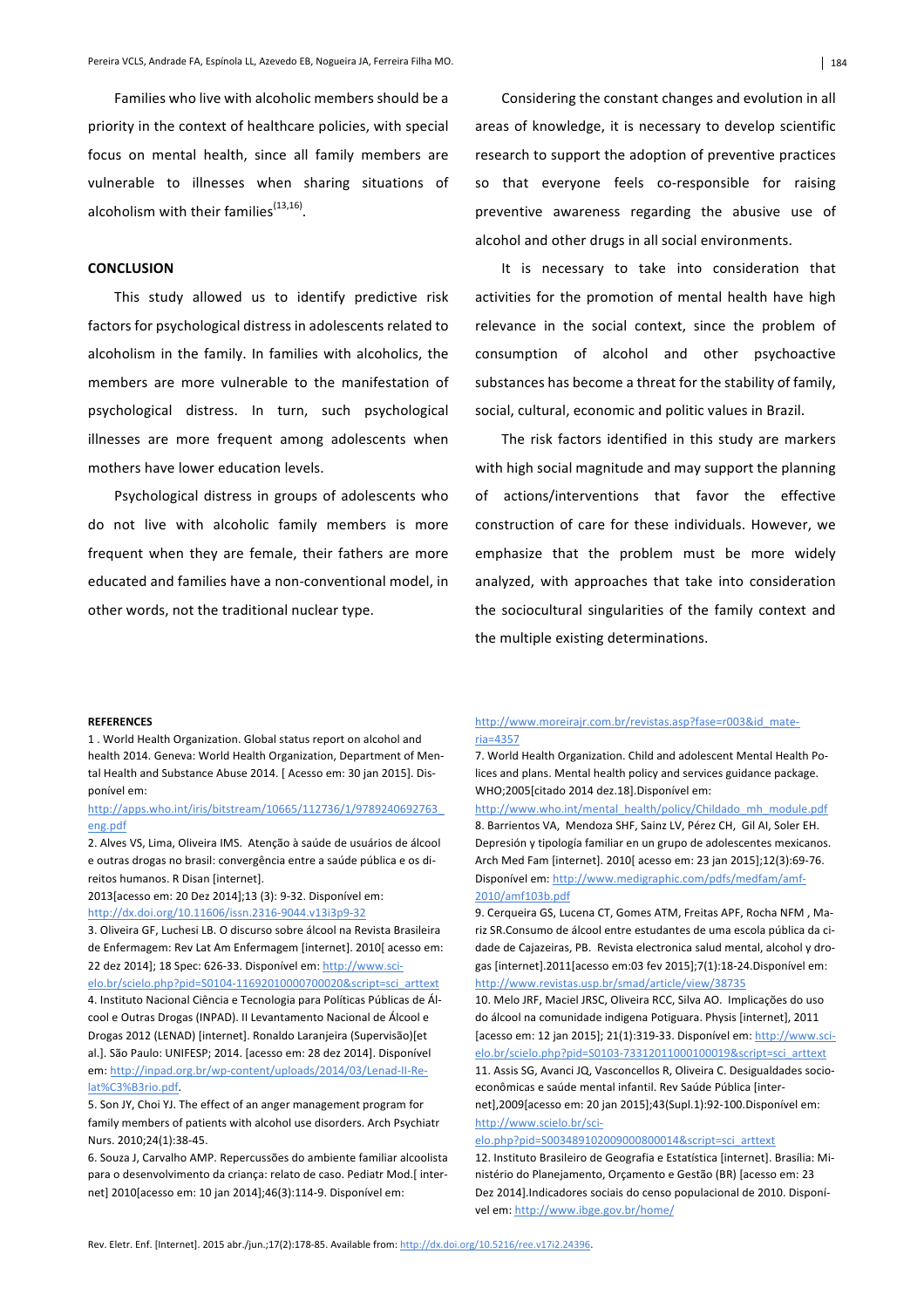Families who live with alcoholic members should be a priority in the context of healthcare policies, with special focus on mental health, since all family members are vulnerable to illnesses when sharing situations of alcoholism with their families[13,16].

## CONCLUSION

This study allowed us to identify predictive risk factors for psychological distress in adolescents related to alcoholism in the family. In families with alcoholics, the members are more vulnerable to the manifestation of psychological distress. In turn, such psychological illnesses are more frequent among adolescents when mothers have lower education levels.

Psychological distress in groups of adolescents who do not live with alcoholic family members is more frequent when they are female, their fathers are more educated and families have a non-conventional model, in other words, not the traditional nuclear type.

Considering the constant changes and evolution in all areas of knowledge, it is necessary to develop scientific research to support the adoption of preventive practices so that everyone feels co-responsible for raising preventive awareness regarding the abusive use of alcohol and other drugs in all social environments.

It is necessary to take into consideration that activities for the promotion of mental health have high relevance in the social context, since the problem of consumption of alcohol and other psychoactive substances has become a threat for the stability of family, social, cultural, economic and politic values in Brazil.

The risk factors identified in this study are markers with high social magnitude and may support the planning of actions/interventions that favor the effective construction of care for these individuals. However, we emphasize that the problem must be more widely analyzed, with approaches that take into consideration the sociocultural singularities of the family context and the multiple existing determinations.

### REFERENCES

1 . World Health Organization. Global status report on alcohol and health 2014. Geneva: World Health Organization, Department of Mental Health and Substance Abuse 2014. [ Acesso em: 30 jan 2015]. Disponível em: http://apps.who.int/iris/bitstream/10665/112736/1/9789240692763_eng.pdf

2. Alves VS, Lima, Oliveira IMS. Atenção à saúde de usuários de álcool e outras drogas no brasil: convergência entre a saúde pública e os direitos humanos. R Disan [internet]. 2013[acesso em: 20 Dez 2014];13 (3): 9-32. Disponível em: http://dx.doi.org/10.11606/issn.2316-9044.v13i3p9-32

3. Oliveira GF, Luchesi LB. O discurso sobre álcool na Revista Brasileira de Enfermagem: Rev Lat Am Enfermagem [internet]. 2010[ acesso em: 22 dez 2014]; 18 Spec: 626-33. Disponível em: http://www.scielo.br/scielo.php?pid=S0104-11692010000700020&script=sci_arttext

4. Instituto Nacional Ciência e Tecnologia para Políticas Públicas de Álcool e Outras Drogas (INPAD). II Levantamento Nacional de Álcool e Drogas 2012 (LENAD) [internet]. Ronaldo Laranjeira (Supervisão)[et al.]. São Paulo: UNIFESP; 2014. [acesso em: 28 dez 2014]. Disponível em: http://inpad.org.br/wp-content/uploads/2014/03/Lenad-II-Relat%C3%B3rio.pdf.

5. Son JY, Choi YJ. The effect of an anger management program for family members of patients with alcohol use disorders. Arch Psychiatr Nurs. 2010;24(1):38-45.

6. Souza J, Carvalho AMP. Repercussões do ambiente familiar alcoolista para o desenvolvimento da criança: relato de caso. Pediatr Mod.[ internet] 2010[acesso em: 10 jan 2014];46(3):114-9. Disponível em: http://www.moreirajr.com.br/revistas.asp?fase=r003&id_materia=4357

7. World Health Organization. Child and adolescent Mental Health Polices and plans. Mental health policy and services guidance package. WHO;2005[citado 2014 dez.18].Disponível em: http://www.who.int/mental_health/policy/Childado_mh_module.pdf

8. Barrientos VA, Mendoza SHF, Sainz LV, Pérez CH, Gil AI, Soler EH. Depresión y tipología familiar en un grupo de adolescentes mexicanos. Arch Med Fam [internet]. 2010[ acesso em: 23 jan 2015];12(3):69-76. Disponível em: http://www.medigraphic.com/pdfs/medfam/amf-2010/amf103b.pdf

9. Cerqueira GS, Lucena CT, Gomes ATM, Freitas APF, Rocha NFM , Mariz SR.Consumo de álcool entre estudantes de uma escola pública da cidade de Cajazeiras, PB. Revista electronica salud mental, alcohol y drogas [internet].2011[acesso em:03 fev 2015];7(1):18-24.Disponível em: http://www.revistas.usp.br/smad/article/view/38735

10. Melo JRF, Maciel JRSC, Oliveira RCC, Silva AO. Implicações do uso do álcool na comunidade indígena Potiguara. Physis [internet], 2011 [acesso em: 12 jan 2015]; 21(1):319-33. Disponível em: http://www.scielo.br/scielo.php?pid=S0103-73312011000100019&script=sci_arttext

11. Assis SG, Avanci JQ, Vasconcellos R, Oliveira C. Desigualdades socioeconômicas e saúde mental infantil. Rev Saúde Pública [internet],2009[acesso em: 20 jan 2015];43(Supl.1):92-100.Disponível em: http://www.scielo.br/scielo.php?pid=S0034891020090008000148script=sci_arttext

12. Instituto Brasileiro de Geografia e Estatística [internet]. Brasília: Ministério do Planejamento, Orçamento e Gestão (BR) [acesso em: 23 Dez 2014].Indicadores sociais do censo populacional de 2010. Disponível em: http://www.ibge.gov.br/home/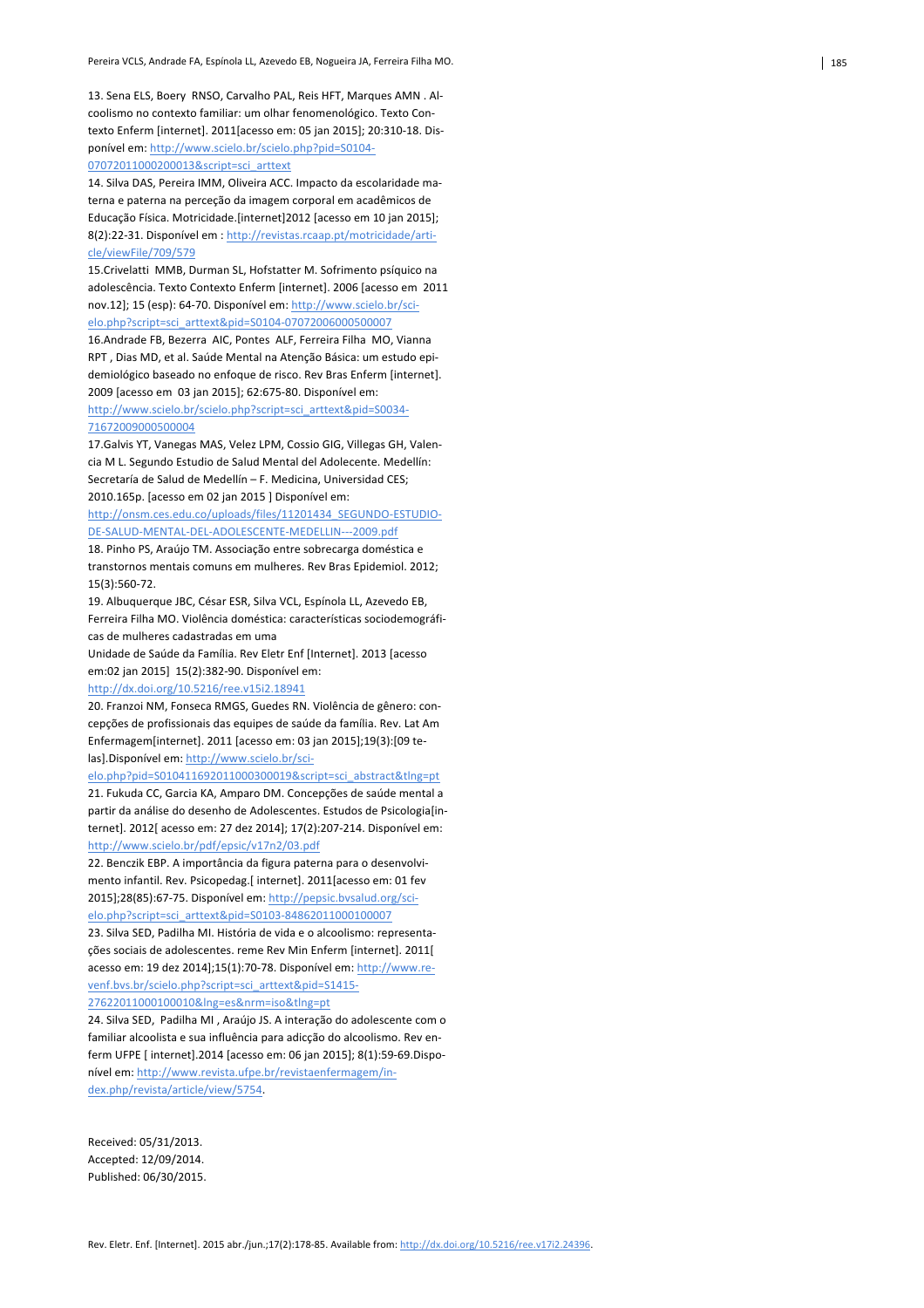13. Sena ELS, Boery RNSO, Carvalho PAL, Reis HFT, Marques AMN . Alcoolismo no contexto familiar: um olhar fenomenológico. Texto Contexto Enferm [internet]. 2011[acesso em: 05 jan 2015]; 20:310-18. Disponível em: http://www.scielo.br/scielo.php?pid=S0104-07072011000200013&script=sci_arttext

14. Silva DAS, Pereira IMM, Oliveira ACC. Impacto da escolaridade materna e paterna na perceção da imagem corporal em acadêmicos de Educação Física. Motricidade.[internet]2012 [acesso em 10 jan 2015]; 8(2):22-31. Disponível em : http://revistas.rcaap.pt/motricidade/article/viewFile/709/579

15.Crivelatti MMB, Durman SL, Hofstatter M. Sofrimento psíquico na adolescência. Texto Contexto Enferm [internet]. 2006 [acesso em 2011 nov.12]; 15 (esp): 64-70. Disponível em: http://www.scielo.br/scielo.php?script=sci_arttext&pid=S0104-07072006000500007

16.Andrade FB, Bezerra AIC, Pontes ALF, Ferreira Filha MO, Vianna RPT , Dias MD, et al. Saúde Mental na Atenção Básica: um estudo epidemiológico baseado no enfoque de risco. Rev Bras Enferm [internet]. 2009 [acesso em 03 jan 2015]; 62:675-80. Disponível em: http://www.scielo.br/scielo.php?script=sci_arttext&pid=S0034-71672009000500004

17.Galvis YT, Vanegas MAS, Velez LPM, Cossio GIG, Villegas GH, Valencia M L. Segundo Estudio de Salud Mental del Adolecente. Medellín: Secretaría de Salud de Medellín – F. Medicina, Universidad CES; 2010.165p. [acesso em 02 jan 2015 ] Disponível em: http://onsm.ces.edu.co/uploads/files/11201434_SEGUNDO-ESTUDIO-DE-SALUD-MENTAL-DEL-ADOLESCENTE-MEDELLIN---2009.pdf

18. Pinho PS, Araújo TM. Associação entre sobrecarga doméstica e transtornos mentais comuns em mulheres. Rev Bras Epidemiol. 2012; 15(3):560-72.

19. Albuquerque JBC, César ESR, Silva VCL, Espínola LL, Azevedo EB, Ferreira Filha MO. Violência doméstica: características sociodemográficas de mulheres cadastradas em uma Unidade de Saúde da Família. Rev Eletr Enf [Internet]. 2013 [acesso em:02 jan 2015] 15(2):382-90. Disponível em: http://dx.doi.org/10.5216/ree.v15i2.18941

20. Franzoi NM, Fonseca RMGS, Guedes RN. Violência de gênero: concepções de profissionais das equipes de saúde da família. Rev. Lat Am Enfermagem[internet]. 2011 [acesso em: 03 jan 2015];19(3):[09 telas].Disponível em: http://www.scielo.br/scielo.php?pid=S010411692011000300019&script=sci_abstract&tlng=pt

21. Fukuda CC, Garcia KA, Amparo DM. Concepções de saúde mental a partir da análise do desenho de Adolescentes. Estudos de Psicologia[internet]. 2012[ acesso em: 27 dez 2014]; 17(2):207-214. Disponível em: http://www.scielo.br/pdf/epsic/v17n2/03.pdf

22. Benczik EBP. A importância da figura paterna para o desenvolvimento infantil. Rev. Psicopedag.[ internet]. 2011[acesso em: 01 fev 2015];28(85):67-75. Disponível em: http://pepsic.bvsalud.org/scielo.php?script=sci_arttext&pid=S0103-84862011000100007

23. Silva SED, Padilha MI. História de vida e o alcoolismo: representações sociais de adolescentes. reme Rev Min Enferm [internet]. 2011[ acesso em: 19 dez 2014];15(1):70-78. Disponível em: http://www.revenf.bvs.br/scielo.php?script=sci_arttext&pid=S1415-27622011000100010&lng=es&nrm=iso&tlng=pt

24. Silva SED, Padilha MI , Araújo JS. A interação do adolescente com o familiar alcoolista e sua influência para adicção do alcoolismo. Rev enferm UFPE [ internet].2014 [acesso em: 06 jan 2015]; 8(1):59-69.Disponível em: http://www.revista.ufpe.br/revistaenfermagem/index.php/revista/article/view/5754.

Received: 05/31/2013.
Accepted: 12/09/2014.
Published: 06/30/2015.